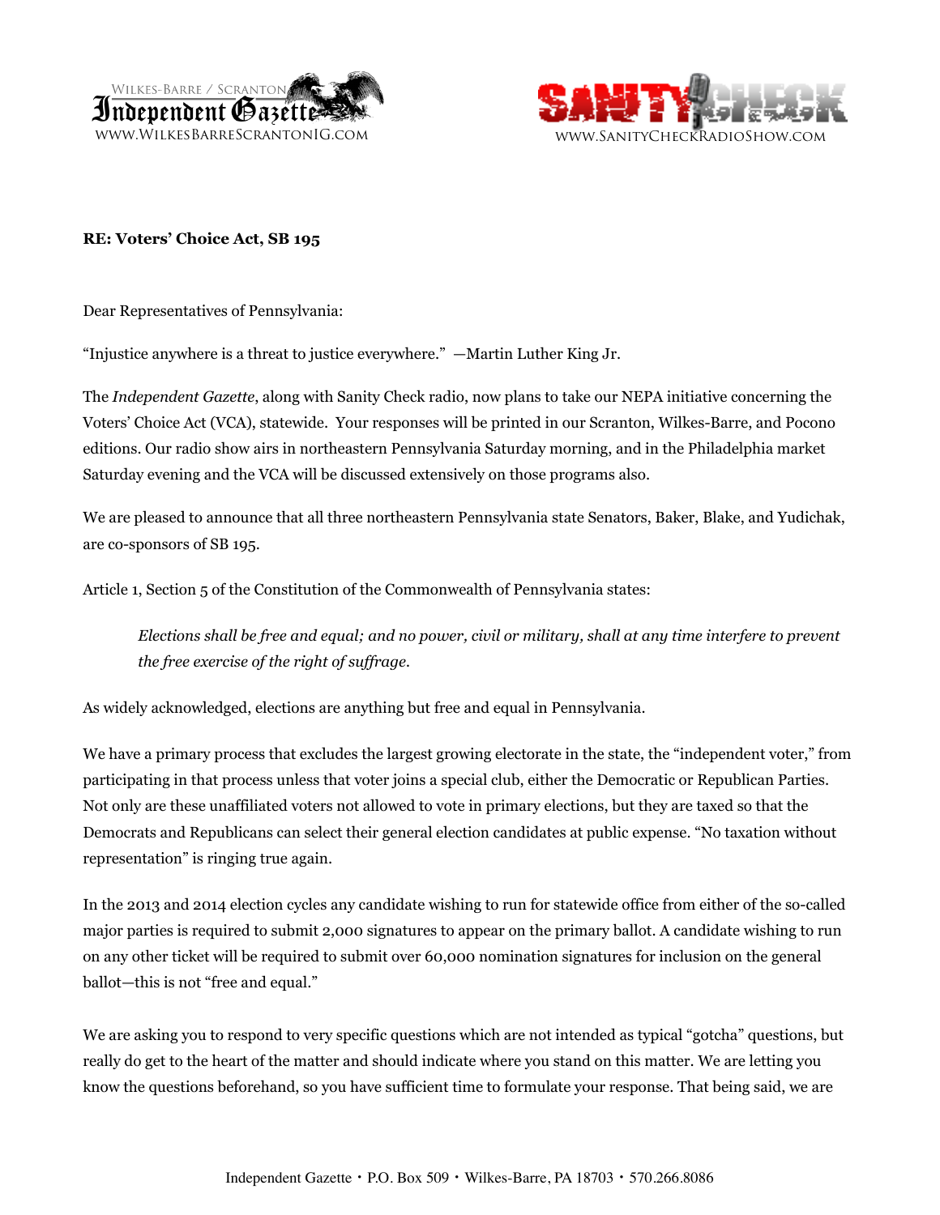Wilkes-Barre / Scranton
Independent Gazette
www.WilkesBarreScrantonIG.com

Sanity Check
www.SanityCheckRadioShow.com

**RE: Voters' Choice Act, SB 195**

Dear Representatives of Pennsylvania:

"Injustice anywhere is a threat to justice everywhere." —Martin Luther King Jr.

The *Independent Gazette*, along with Sanity Check radio, now plans to take our NEPA initiative concerning the Voters' Choice Act (VCA), statewide. Your responses will be printed in our Scranton, Wilkes-Barre, and Pocono editions. Our radio show airs in northeastern Pennsylvania Saturday morning, and in the Philadelphia market Saturday evening and the VCA will be discussed extensively on those programs also.

We are pleased to announce that all three northeastern Pennsylvania state Senators, Baker, Blake, and Yudichak, are co-sponsors of SB 195.

Article 1, Section 5 of the Constitution of the Commonwealth of Pennsylvania states:

> *Elections shall be free and equal; and no power, civil or military, shall at any time interfere to prevent the free exercise of the right of suffrage.*

As widely acknowledged, elections are anything but free and equal in Pennsylvania.

We have a primary process that excludes the largest growing electorate in the state, the "independent voter," from participating in that process unless that voter joins a special club, either the Democratic or Republican Parties. Not only are these unaffiliated voters not allowed to vote in primary elections, but they are taxed so that the Democrats and Republicans can select their general election candidates at public expense. "No taxation without representation" is ringing true again.

In the 2013 and 2014 election cycles any candidate wishing to run for statewide office from either of the so-called major parties is required to submit 2,000 signatures to appear on the primary ballot. A candidate wishing to run on any other ticket will be required to submit over 60,000 nomination signatures for inclusion on the general ballot—this is not "free and equal."

We are asking you to respond to very specific questions which are not intended as typical "gotcha" questions, but really do get to the heart of the matter and should indicate where you stand on this matter. We are letting you know the questions beforehand, so you have sufficient time to formulate your response. That being said, we are

Independent Gazette • P.O. Box 509 • Wilkes-Barre, PA 18703 • 570.266.8086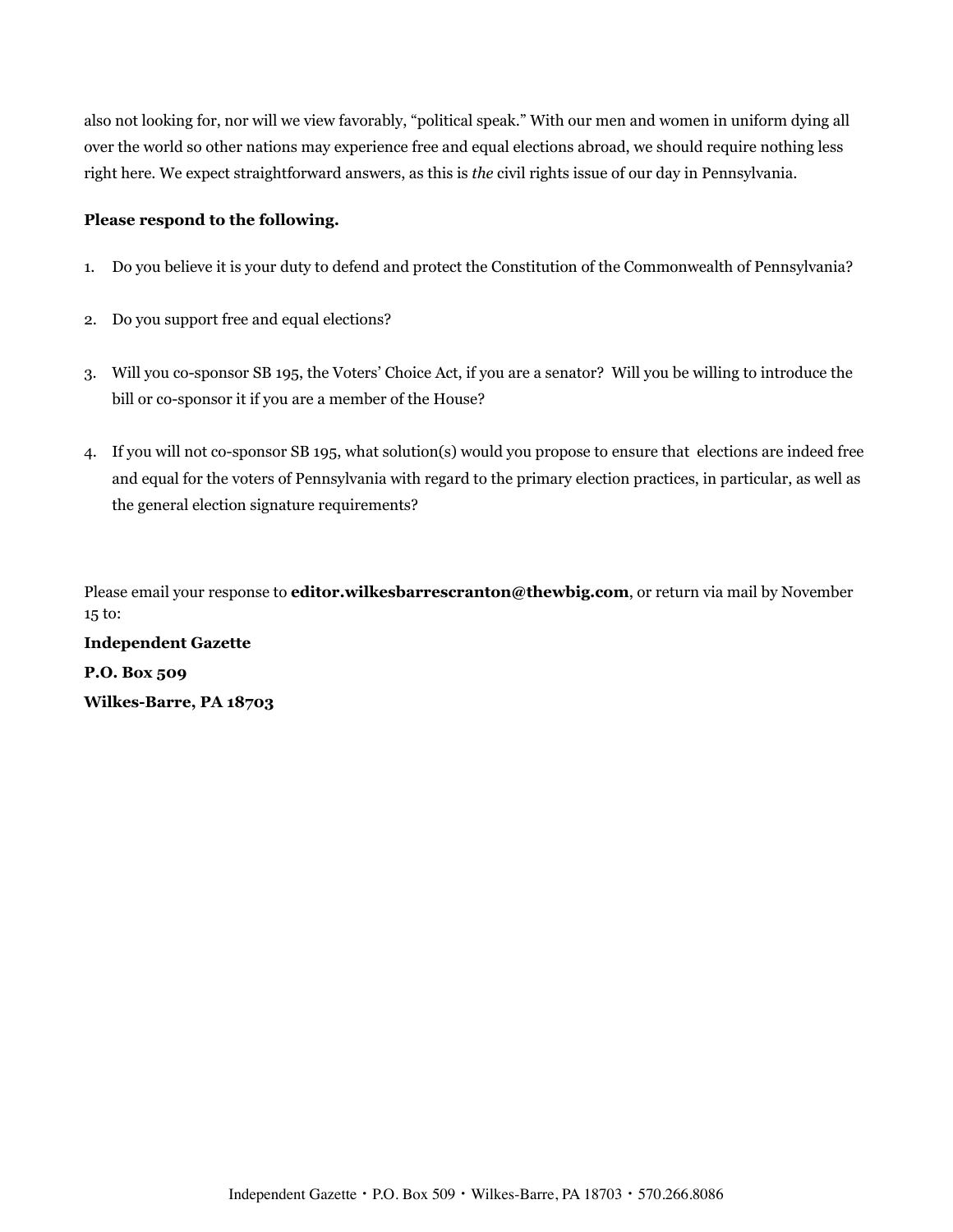also not looking for, nor will we view favorably, "political speak." With our men and women in uniform dying all over the world so other nations may experience free and equal elections abroad, we should require nothing less right here. We expect straightforward answers, as this is *the* civil rights issue of our day in Pennsylvania.

**Please respond to the following.**

1. Do you believe it is your duty to defend and protect the Constitution of the Commonwealth of Pennsylvania?

2. Do you support free and equal elections?

3. Will you co-sponsor SB 195, the Voters' Choice Act, if you are a senator? Will you be willing to introduce the bill or co-sponsor it if you are a member of the House?

4. If you will not co-sponsor SB 195, what solution(s) would you propose to ensure that elections are indeed free and equal for the voters of Pennsylvania with regard to the primary election practices, in particular, as well as the general election signature requirements?

Please email your response to **editor.wilkesbarrescranton@thewbig.com**, or return via mail by November 15 to:

**Independent Gazette**

**P.O. Box 509**

**Wilkes-Barre, PA 18703**